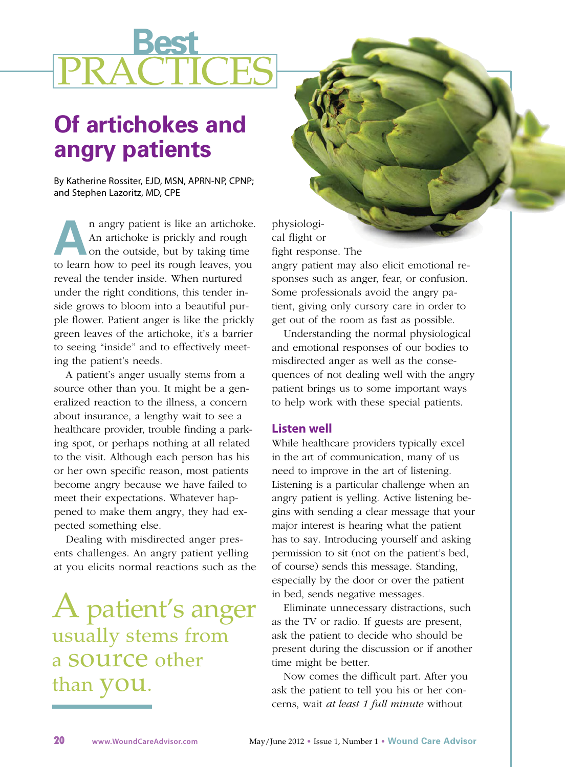# Best PRACTICES

## Of artichokes and angry patients

By Katherine Rossiter, EJD, MSN, APRN-NP, CPNP; and Stephen Lazoritz, MD, CPE

An angry patient is like an artichoke. An artichoke is prickly and rough on the outside, but by taking time to learn how to peel its rough leaves, you reveal the tender inside. When nurtured under the right conditions, this tender inside grows to bloom into a beautiful purple flower. Patient anger is like the prickly green leaves of the artichoke, it's a barrier to seeing "inside" and to effectively meeting the patient's needs.

A patient's anger usually stems from a source other than you. It might be a generalized reaction to the illness, a concern about insurance, a lengthy wait to see a healthcare provider, trouble finding a parking spot, or perhaps nothing at all related to the visit. Although each person has his or her own specific reason, most patients become angry because we have failed to meet their expectations. Whatever happened to make them angry, they had expected something else.

Dealing with misdirected anger presents challenges. An angry patient yelling at you elicits normal reactions such as the physiological flight or fight response. The angry patient may also elicit emotional responses such as anger, fear, or confusion. Some professionals avoid the angry patient, giving only cursory care in order to get out of the room as fast as possible.

> A patient's anger usually stems from a source other than you.

Understanding the normal physiological and emotional responses of our bodies to misdirected anger as well as the consequences of not dealing well with the angry patient brings us to some important ways to help work with these special patients.

### Listen well

While healthcare providers typically excel in the art of communication, many of us need to improve in the art of listening. Listening is a particular challenge when an angry patient is yelling. Active listening begins with sending a clear message that your major interest is hearing what the patient has to say. Introducing yourself and asking permission to sit (not on the patient's bed, of course) sends this message. Standing, especially by the door or over the patient in bed, sends negative messages.

Eliminate unnecessary distractions, such as the TV or radio. If guests are present, ask the patient to decide who should be present during the discussion or if another time might be better.

Now comes the difficult part. After you ask the patient to tell you his or her concerns, wait *at least 1 full minute* without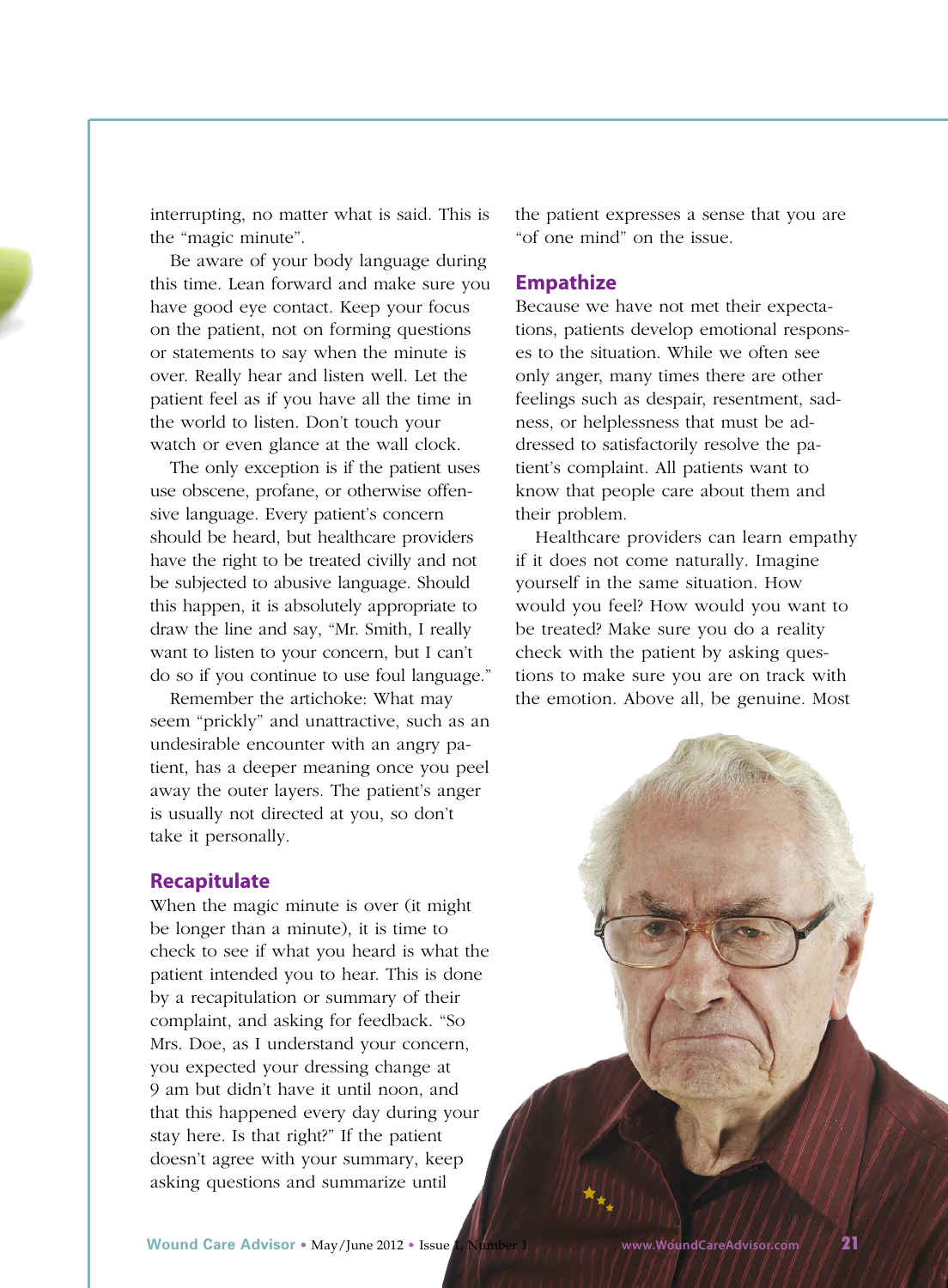interrupting, no matter what is said. This is the "magic minute".

Be aware of your body language during this time. Lean forward and make sure you have good eye contact. Keep your focus on the patient, not on forming questions or statements to say when the minute is over. Really hear and listen well. Let the patient feel as if you have all the time in the world to listen. Don't touch your watch or even glance at the wall clock.

The only exception is if the patient uses use obscene, profane, or otherwise offensive language. Every patient's concern should be heard, but healthcare providers have the right to be treated civilly and not be subjected to abusive language. Should this happen, it is absolutely appropriate to draw the line and say, "Mr. Smith, I really want to listen to your concern, but I can't do so if you continue to use foul language."

Remember the artichoke: What may seem "prickly" and unattractive, such as an undesirable encounter with an angry patient, has a deeper meaning once you peel away the outer layers. The patient's anger is usually not directed at you, so don't take it personally.

### Recapitulate

When the magic minute is over (it might be longer than a minute), it is time to check to see if what you heard is what the patient intended you to hear. This is done by a recapitulation or summary of their complaint, and asking for feedback. "So Mrs. Doe, as I understand your concern, you expected your dressing change at 9 am but didn't have it until noon, and that this happened every day during your stay here. Is that right?" If the patient doesn't agree with your summary, keep asking questions and summarize until the patient expresses a sense that you are "of one mind" on the issue.

### Empathize

Because we have not met their expectations, patients develop emotional responses to the situation. While we often see only anger, many times there are other feelings such as despair, resentment, sadness, or helplessness that must be addressed to satisfactorily resolve the patient's complaint. All patients want to know that people care about them and their problem.

Healthcare providers can learn empathy if it does not come naturally. Imagine yourself in the same situation. How would you feel? How would you want to be treated? Make sure you do a reality check with the patient by asking questions to make sure you are on track with the emotion. Above all, be genuine. Most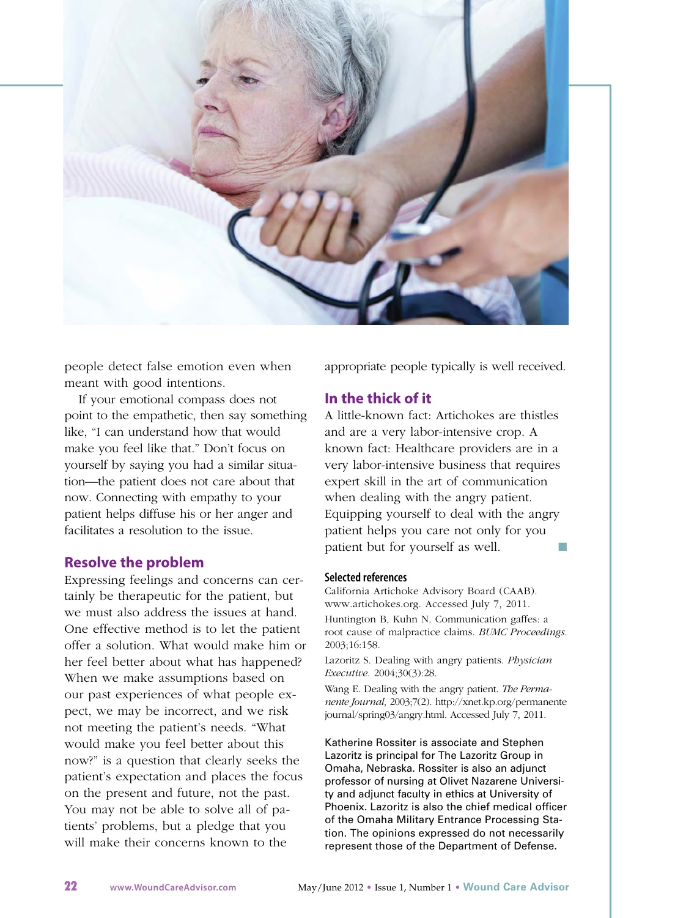people detect false emotion even when meant with good intentions.

If your emotional compass does not point to the empathetic, then say something like, "I can understand how that would make you feel like that." Don't focus on yourself by saying you had a similar situation—the patient does not care about that now. Connecting with empathy to your patient helps diffuse his or her anger and facilitates a resolution to the issue.

## Resolve the problem

Expressing feelings and concerns can certainly be therapeutic for the patient, but we must also address the issues at hand. One effective method is to let the patient offer a solution. What would make him or her feel better about what has happened? When we make assumptions based on our past experiences of what people expect, we may be incorrect, and we risk not meeting the patient's needs. "What would make you feel better about this now?" is a question that clearly seeks the patient's expectation and places the focus on the present and future, not the past. You may not be able to solve all of patients' problems, but a pledge that you will make their concerns known to the appropriate people typically is well received.

## In the thick of it

A little-known fact: Artichokes are thistles and are a very labor-intensive crop. A known fact: Healthcare providers are in a very labor-intensive business that requires expert skill in the art of communication when dealing with the angry patient. Equipping yourself to deal with the angry patient helps you care not only for you patient but for yourself as well. ■

### Selected references

California Artichoke Advisory Board (CAAB). www.artichokes.org. Accessed July 7, 2011.

Huntington B, Kuhn N. Communication gaffes: a root cause of malpractice claims. *BUMC Proceedings*. 2003;16:158.

Lazoritz S. Dealing with angry patients. *Physician Executive*. 2004;30(3):28.

Wang E. Dealing with the angry patient. *The Permanente Journal*, 2003;7(2). http://xnet.kp.org/permanentejournal/spring03/angry.html. Accessed July 7, 2011.

Katherine Rossiter is associate and Stephen Lazoritz is principal for The Lazoritz Group in Omaha, Nebraska. Rossiter is also an adjunct professor of nursing at Olivet Nazarene University and adjunct faculty in ethics at University of Phoenix. Lazoritz is also the chief medical officer of the Omaha Military Entrance Processing Station. The opinions expressed do not necessarily represent those of the Department of Defense.